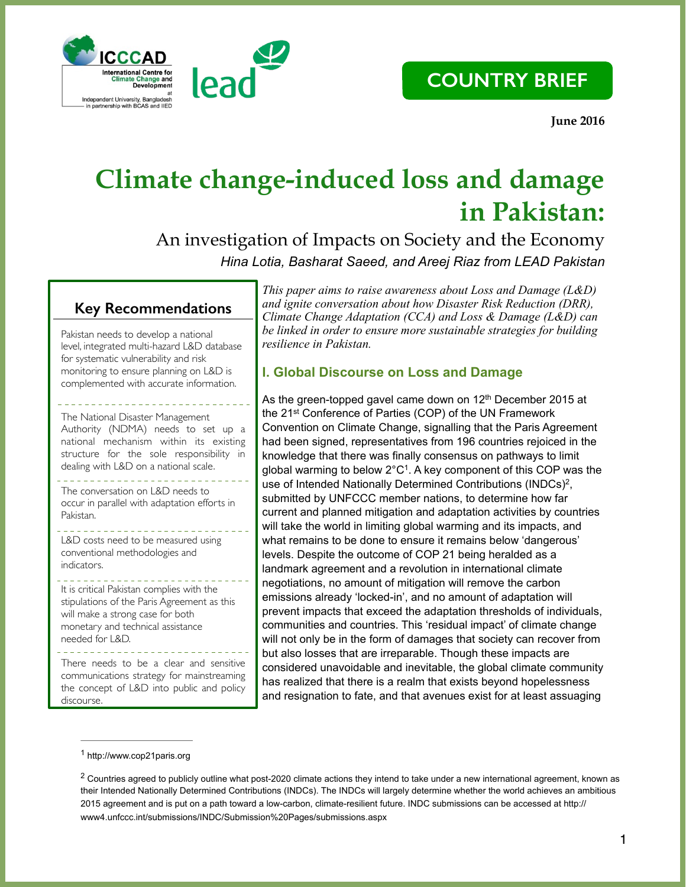COUNTRY BRIEF

**June 2016**

# Climate change-induced loss and damage in Pakistan:

## An investigation of Impacts on Society and the Economy

*Hina Lotia, Basharat Saeed, and Areej Riaz from LEAD Pakistan*

*This paper aims to raise awareness about Loss and Damage (L&D) and ignite conversation about how Disaster Risk Reduction (DRR), Climate Change Adaptation (CCA) and Loss & Damage (L&D) can be linked in order to ensure more sustainable strategies for building resilience in Pakistan.*

### Key Recommendations

- Pakistan needs to develop a national level, integrated multi-hazard L&D database for systematic vulnerability and risk monitoring to ensure planning on L&D is complemented with accurate information.
- The National Disaster Management Authority (NDMA) needs to set up a national mechanism within its existing structure for the sole responsibility in dealing with L&D on a national scale.
- The conversation on L&D needs to occur in parallel with adaptation efforts in Pakistan.
- L&D costs need to be measured using conventional methodologies and indicators.
- It is critical Pakistan complies with the stipulations of the Paris Agreement as this will make a strong case for both monetary and technical assistance needed for L&D.
- There needs to be a clear and sensitive communications strategy for mainstreaming the concept of L&D into public and policy discourse.

## I. Global Discourse on Loss and Damage

As the green-topped gavel came down on 12th December 2015 at the 21st Conference of Parties (COP) of the UN Framework Convention on Climate Change, signalling that the Paris Agreement had been signed, representatives from 196 countries rejoiced in the knowledge that there was finally consensus on pathways to limit global warming to below 2°C[1]. A key component of this COP was the use of Intended Nationally Determined Contributions (INDCs)[2], submitted by UNFCCC member nations, to determine how far current and planned mitigation and adaptation activities by countries will take the world in limiting global warming and its impacts, and what remains to be done to ensure it remains below 'dangerous' levels. Despite the outcome of COP 21 being heralded as a landmark agreement and a revolution in international climate negotiations, no amount of mitigation will remove the carbon emissions already 'locked-in', and no amount of adaptation will prevent impacts that exceed the adaptation thresholds of individuals, communities and countries. This 'residual impact' of climate change will not only be in the form of damages that society can recover from but also losses that are irreparable. Though these impacts are considered unavoidable and inevitable, the global climate community has realized that there is a realm that exists beyond hopelessness and resignation to fate, and that avenues exist for at least assuaging

---

[1] http://www.cop21paris.org

[2] Countries agreed to publicly outline what post-2020 climate actions they intend to take under a new international agreement, known as their Intended Nationally Determined Contributions (INDCs). The INDCs will largely determine whether the world achieves an ambitious 2015 agreement and is put on a path toward a low-carbon, climate-resilient future. INDC submissions can be accessed at http://www4.unfccc.int/submissions/INDC/Submission%20Pages/submissions.aspx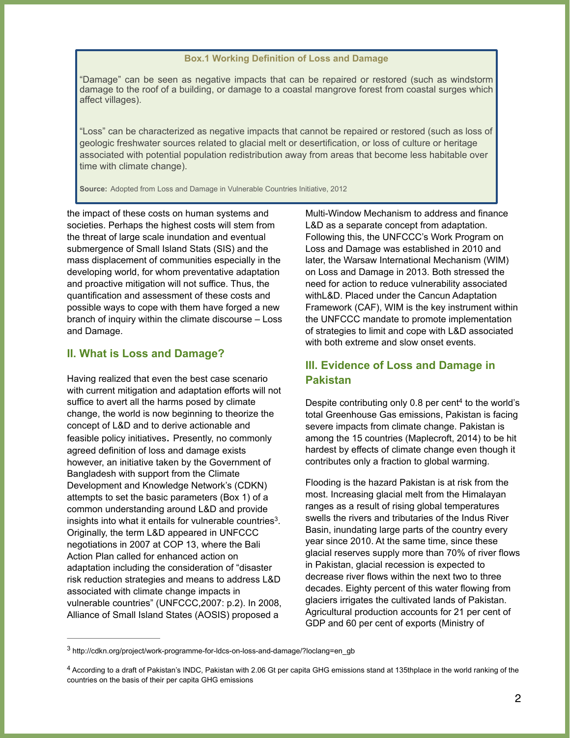**Box.1 Working Definition of Loss and Damage**

"Damage" can be seen as negative impacts that can be repaired or restored (such as windstorm damage to the roof of a building, or damage to a coastal mangrove forest from coastal surges which affect villages).

"Loss" can be characterized as negative impacts that cannot be repaired or restored (such as loss of geologic freshwater sources related to glacial melt or desertification, or loss of culture or heritage associated with potential population redistribution away from areas that become less habitable over time with climate change).

**Source:** Adopted from Loss and Damage in Vulnerable Countries Initiative, 2012

the impact of these costs on human systems and societies. Perhaps the highest costs will stem from the threat of large scale inundation and eventual submergence of Small Island Stats (SIS) and the mass displacement of communities especially in the developing world, for whom preventative adaptation and proactive mitigation will not suffice. Thus, the quantification and assessment of these costs and possible ways to cope with them have forged a new branch of inquiry within the climate discourse – Loss and Damage.

## II. What is Loss and Damage?

Having realized that even the best case scenario with current mitigation and adaptation efforts will not suffice to avert all the harms posed by climate change, the world is now beginning to theorize the concept of L&D and to derive actionable and feasible policy initiatives. Presently, no commonly agreed definition of loss and damage exists however, an initiative taken by the Government of Bangladesh with support from the Climate Development and Knowledge Network's (CDKN) attempts to set the basic parameters (Box 1) of a common understanding around L&D and provide insights into what it entails for vulnerable countries[3]. Originally, the term L&D appeared in UNFCCC negotiations in 2007 at COP 13, where the Bali Action Plan called for enhanced action on adaptation including the consideration of "disaster risk reduction strategies and means to address L&D associated with climate change impacts in vulnerable countries" (UNFCCC,2007: p.2). In 2008, Alliance of Small Island States (AOSIS) proposed a Multi-Window Mechanism to address and finance L&D as a separate concept from adaptation. Following this, the UNFCCC's Work Program on Loss and Damage was established in 2010 and later, the Warsaw International Mechanism (WIM) on Loss and Damage in 2013. Both stressed the need for action to reduce vulnerability associated withL&D. Placed under the Cancun Adaptation Framework (CAF), WIM is the key instrument within the UNFCCC mandate to promote implementation of strategies to limit and cope with L&D associated with both extreme and slow onset events.

## III. Evidence of Loss and Damage in Pakistan

Despite contributing only 0.8 per cent[4] to the world's total Greenhouse Gas emissions, Pakistan is facing severe impacts from climate change. Pakistan is among the 15 countries (Maplecroft, 2014) to be hit hardest by effects of climate change even though it contributes only a fraction to global warming.

Flooding is the hazard Pakistan is at risk from the most. Increasing glacial melt from the Himalayan ranges as a result of rising global temperatures swells the rivers and tributaries of the Indus River Basin, inundating large parts of the country every year since 2010. At the same time, since these glacial reserves supply more than 70% of river flows in Pakistan, glacial recession is expected to decrease river flows within the next two to three decades. Eighty percent of this water flowing from glaciers irrigates the cultivated lands of Pakistan. Agricultural production accounts for 21 per cent of GDP and 60 per cent of exports (Ministry of

---

[3] http://cdkn.org/project/work-programme-for-ldcs-on-loss-and-damage/?loclang=en_gb

[4] According to a draft of Pakistan's INDC, Pakistan with 2.06 Gt per capita GHG emissions stand at 135thplace in the world ranking of the countries on the basis of their per capita GHG emissions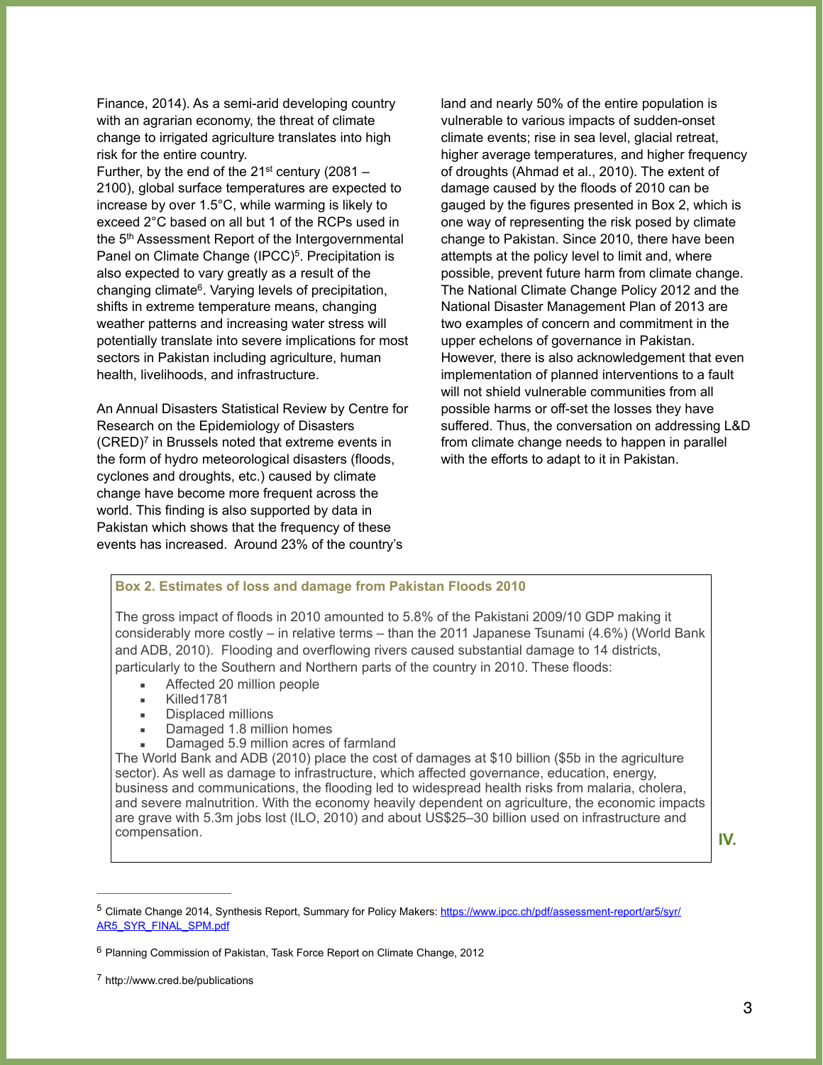Finance, 2014). As a semi-arid developing country with an agrarian economy, the threat of climate change to irrigated agriculture translates into high risk for the entire country.
Further, by the end of the 21st century (2081 – 2100), global surface temperatures are expected to increase by over 1.5°C, while warming is likely to exceed 2°C based on all but 1 of the RCPs used in the 5th Assessment Report of the Intergovernmental Panel on Climate Change (IPCC)[5]. Precipitation is also expected to vary greatly as a result of the changing climate[6]. Varying levels of precipitation, shifts in extreme temperature means, changing weather patterns and increasing water stress will potentially translate into severe implications for most sectors in Pakistan including agriculture, human health, livelihoods, and infrastructure.

An Annual Disasters Statistical Review by Centre for Research on the Epidemiology of Disasters (CRED)[7] in Brussels noted that extreme events in the form of hydro meteorological disasters (floods, cyclones and droughts, etc.) caused by climate change have become more frequent across the world. This finding is also supported by data in Pakistan which shows that the frequency of these events has increased. Around 23% of the country's land and nearly 50% of the entire population is vulnerable to various impacts of sudden-onset climate events; rise in sea level, glacial retreat, higher average temperatures, and higher frequency of droughts (Ahmad et al., 2010). The extent of damage caused by the floods of 2010 can be gauged by the figures presented in Box 2, which is one way of representing the risk posed by climate change to Pakistan. Since 2010, there have been attempts at the policy level to limit and, where possible, prevent future harm from climate change. The National Climate Change Policy 2012 and the National Disaster Management Plan of 2013 are two examples of concern and commitment in the upper echelons of governance in Pakistan. However, there is also acknowledgement that even implementation of planned interventions to a fault will not shield vulnerable communities from all possible harms or off-set the losses they have suffered. Thus, the conversation on addressing L&D from climate change needs to happen in parallel with the efforts to adapt to it in Pakistan.

**Box 2. Estimates of loss and damage from Pakistan Floods 2010**

The gross impact of floods in 2010 amounted to 5.8% of the Pakistani 2009/10 GDP making it considerably more costly – in relative terms – than the 2011 Japanese Tsunami (4.6%) (World Bank and ADB, 2010). Flooding and overflowing rivers caused substantial damage to 14 districts, particularly to the Southern and Northern parts of the country in 2010. These floods:

- Affected 20 million people
- Killed1781
- Displaced millions
- Damaged 1.8 million homes
- Damaged 5.9 million acres of farmland

The World Bank and ADB (2010) place the cost of damages at $10 billion ($5b in the agriculture sector). As well as damage to infrastructure, which affected governance, education, energy, business and communications, the flooding led to widespread health risks from malaria, cholera, and severe malnutrition. With the economy heavily dependent on agriculture, the economic impacts are grave with 5.3m jobs lost (ILO, 2010) and about US$25–30 billion used on infrastructure and compensation.

**IV.**

---

[5] Climate Change 2014, Synthesis Report, Summary for Policy Makers: https://www.ipcc.ch/pdf/assessment-report/ar5/syr/AR5_SYR_FINAL_SPM.pdf

[6] Planning Commission of Pakistan, Task Force Report on Climate Change, 2012

[7] http://www.cred.be/publications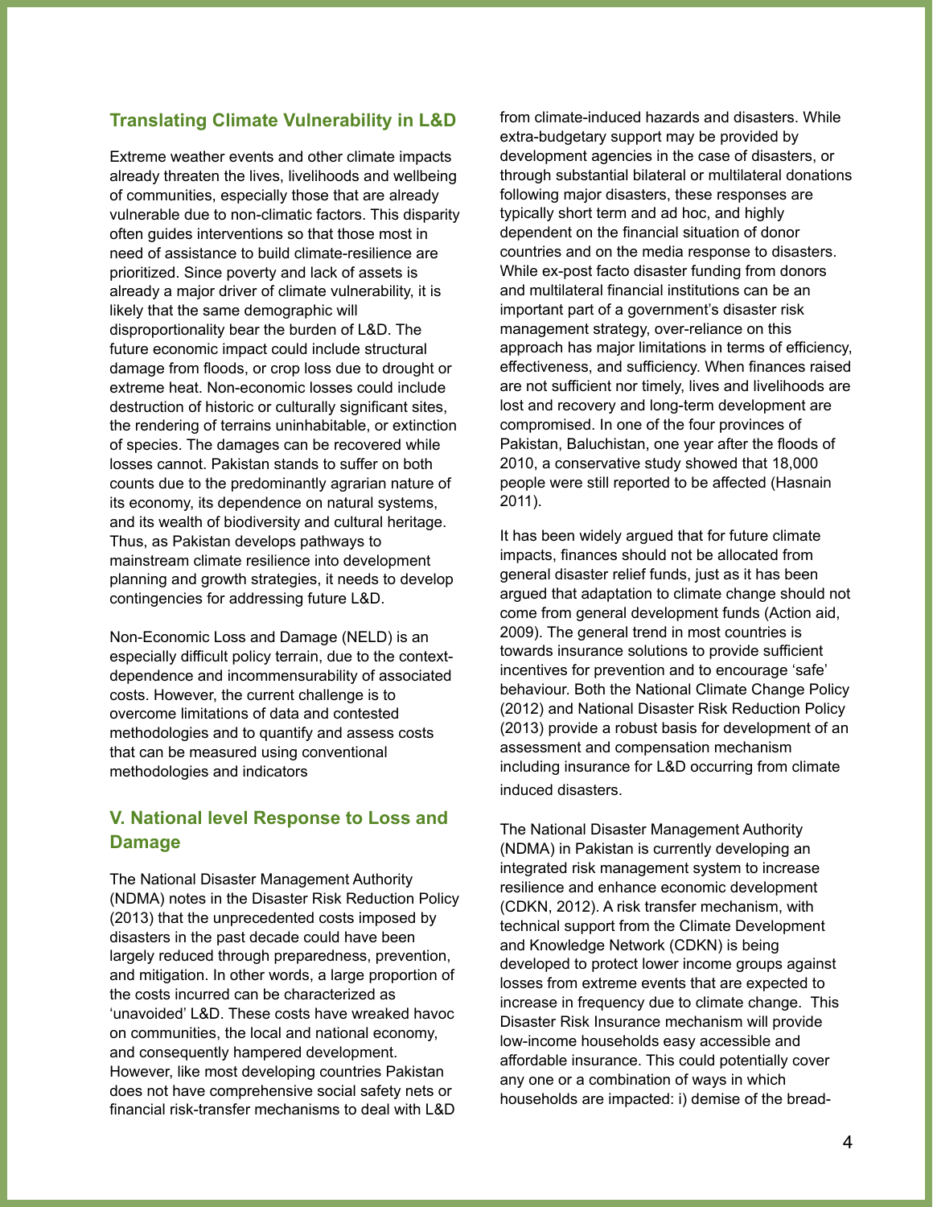### Translating Climate Vulnerability in L&D

Extreme weather events and other climate impacts already threaten the lives, livelihoods and wellbeing of communities, especially those that are already vulnerable due to non-climatic factors. This disparity often guides interventions so that those most in need of assistance to build climate-resilience are prioritized. Since poverty and lack of assets is already a major driver of climate vulnerability, it is likely that the same demographic will disproportionality bear the burden of L&D. The future economic impact could include structural damage from floods, or crop loss due to drought or extreme heat. Non-economic losses could include destruction of historic or culturally significant sites, the rendering of terrains uninhabitable, or extinction of species. The damages can be recovered while losses cannot. Pakistan stands to suffer on both counts due to the predominantly agrarian nature of its economy, its dependence on natural systems, and its wealth of biodiversity and cultural heritage. Thus, as Pakistan develops pathways to mainstream climate resilience into development planning and growth strategies, it needs to develop contingencies for addressing future L&D.

Non-Economic Loss and Damage (NELD) is an especially difficult policy terrain, due to the context-dependence and incommensurability of associated costs. However, the current challenge is to overcome limitations of data and contested methodologies and to quantify and assess costs that can be measured using conventional methodologies and indicators

## V. National level Response to Loss and Damage

The National Disaster Management Authority (NDMA) notes in the Disaster Risk Reduction Policy (2013) that the unprecedented costs imposed by disasters in the past decade could have been largely reduced through preparedness, prevention, and mitigation. In other words, a large proportion of the costs incurred can be characterized as 'unavoided' L&D. These costs have wreaked havoc on communities, the local and national economy, and consequently hampered development. However, like most developing countries Pakistan does not have comprehensive social safety nets or financial risk-transfer mechanisms to deal with L&D from climate-induced hazards and disasters. While extra-budgetary support may be provided by development agencies in the case of disasters, or through substantial bilateral or multilateral donations following major disasters, these responses are typically short term and ad hoc, and highly dependent on the financial situation of donor countries and on the media response to disasters. While ex-post facto disaster funding from donors and multilateral financial institutions can be an important part of a government's disaster risk management strategy, over-reliance on this approach has major limitations in terms of efficiency, effectiveness, and sufficiency. When finances raised are not sufficient nor timely, lives and livelihoods are lost and recovery and long-term development are compromised. In one of the four provinces of Pakistan, Baluchistan, one year after the floods of 2010, a conservative study showed that 18,000 people were still reported to be affected (Hasnain 2011).

It has been widely argued that for future climate impacts, finances should not be allocated from general disaster relief funds, just as it has been argued that adaptation to climate change should not come from general development funds (Action aid, 2009). The general trend in most countries is towards insurance solutions to provide sufficient incentives for prevention and to encourage 'safe' behaviour. Both the National Climate Change Policy (2012) and National Disaster Risk Reduction Policy (2013) provide a robust basis for development of an assessment and compensation mechanism including insurance for L&D occurring from climate induced disasters.

The National Disaster Management Authority (NDMA) in Pakistan is currently developing an integrated risk management system to increase resilience and enhance economic development (CDKN, 2012). A risk transfer mechanism, with technical support from the Climate Development and Knowledge Network (CDKN) is being developed to protect lower income groups against losses from extreme events that are expected to increase in frequency due to climate change. This Disaster Risk Insurance mechanism will provide low-income households easy accessible and affordable insurance. This could potentially cover any one or a combination of ways in which households are impacted: i) demise of the bread-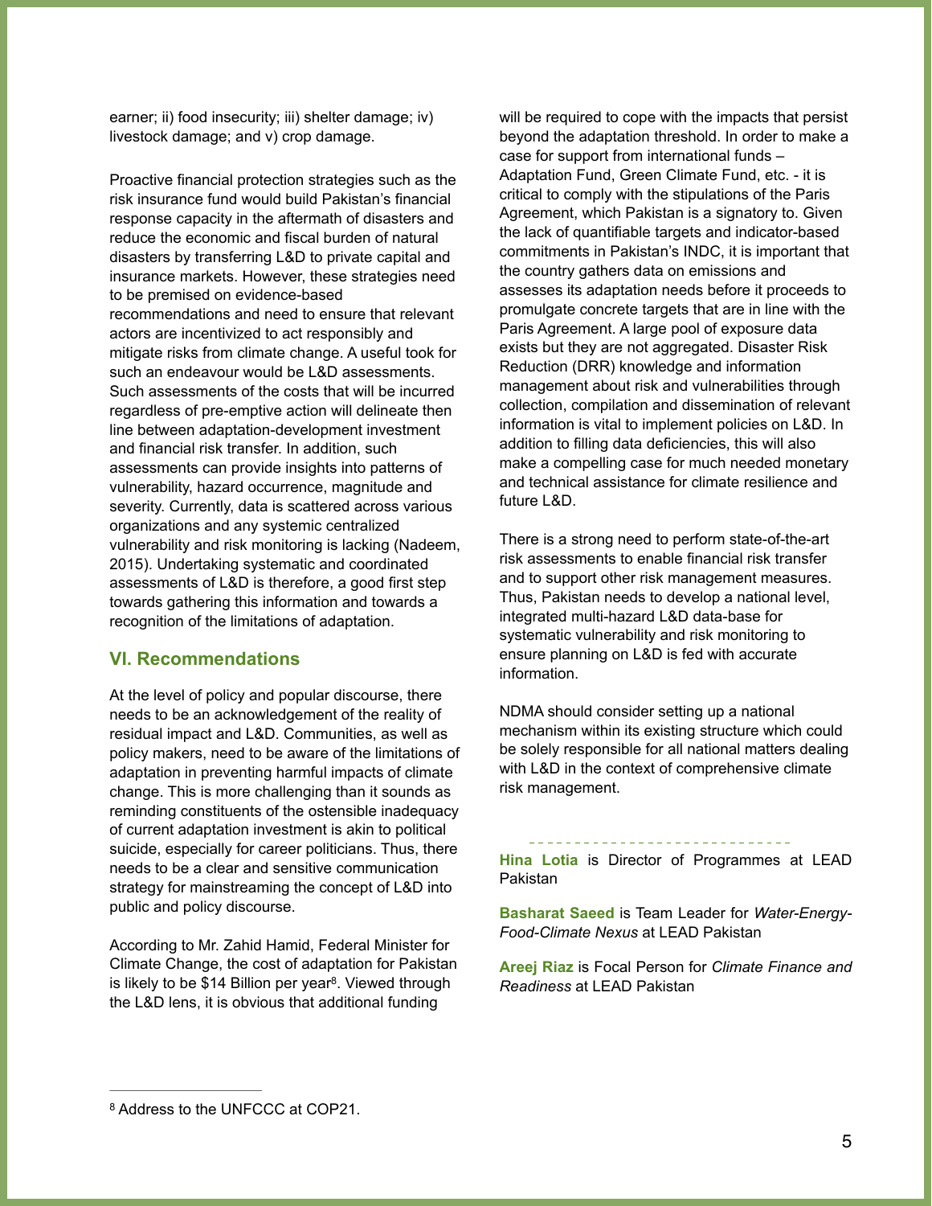earner; ii) food insecurity; iii) shelter damage; iv) livestock damage; and v) crop damage.

Proactive financial protection strategies such as the risk insurance fund would build Pakistan's financial response capacity in the aftermath of disasters and reduce the economic and fiscal burden of natural disasters by transferring L&D to private capital and insurance markets. However, these strategies need to be premised on evidence-based recommendations and need to ensure that relevant actors are incentivized to act responsibly and mitigate risks from climate change. A useful took for such an endeavour would be L&D assessments. Such assessments of the costs that will be incurred regardless of pre-emptive action will delineate then line between adaptation-development investment and financial risk transfer. In addition, such assessments can provide insights into patterns of vulnerability, hazard occurrence, magnitude and severity. Currently, data is scattered across various organizations and any systemic centralized vulnerability and risk monitoring is lacking (Nadeem, 2015). Undertaking systematic and coordinated assessments of L&D is therefore, a good first step towards gathering this information and towards a recognition of the limitations of adaptation.

## VI. Recommendations

At the level of policy and popular discourse, there needs to be an acknowledgement of the reality of residual impact and L&D. Communities, as well as policy makers, need to be aware of the limitations of adaptation in preventing harmful impacts of climate change. This is more challenging than it sounds as reminding constituents of the ostensible inadequacy of current adaptation investment is akin to political suicide, especially for career politicians. Thus, there needs to be a clear and sensitive communication strategy for mainstreaming the concept of L&D into public and policy discourse.

According to Mr. Zahid Hamid, Federal Minister for Climate Change, the cost of adaptation for Pakistan is likely to be $14 Billion per year[8]. Viewed through the L&D lens, it is obvious that additional funding will be required to cope with the impacts that persist beyond the adaptation threshold. In order to make a case for support from international funds – Adaptation Fund, Green Climate Fund, etc. - it is critical to comply with the stipulations of the Paris Agreement, which Pakistan is a signatory to. Given the lack of quantifiable targets and indicator-based commitments in Pakistan's INDC, it is important that the country gathers data on emissions and assesses its adaptation needs before it proceeds to promulgate concrete targets that are in line with the Paris Agreement. A large pool of exposure data exists but they are not aggregated. Disaster Risk Reduction (DRR) knowledge and information management about risk and vulnerabilities through collection, compilation and dissemination of relevant information is vital to implement policies on L&D. In addition to filling data deficiencies, this will also make a compelling case for much needed monetary and technical assistance for climate resilience and future L&D.

There is a strong need to perform state-of-the-art risk assessments to enable financial risk transfer and to support other risk management measures. Thus, Pakistan needs to develop a national level, integrated multi-hazard L&D data-base for systematic vulnerability and risk monitoring to ensure planning on L&D is fed with accurate information.

NDMA should consider setting up a national mechanism within its existing structure which could be solely responsible for all national matters dealing with L&D in the context of comprehensive climate risk management.

---

**Hina Lotia** is Director of Programmes at LEAD Pakistan

**Basharat Saeed** is Team Leader for *Water-Energy-Food-Climate Nexus* at LEAD Pakistan

**Areej Riaz** is Focal Person for *Climate Finance and Readiness* at LEAD Pakistan

---

[8] Address to the UNFCCC at COP21.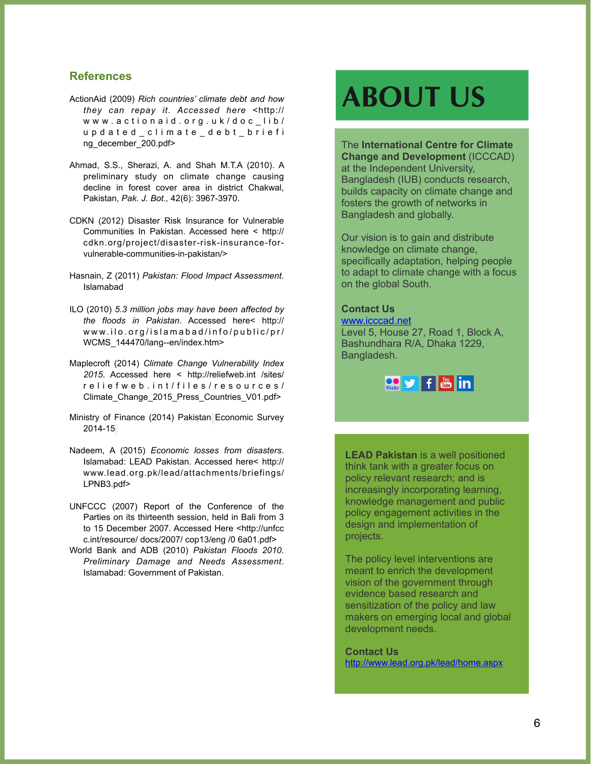## References

ActionAid (2009) *Rich countries' climate debt and how they can repay it. Accessed here* <http://www.actionaid.org.uk/doc_lib/updated_climate_debt_briefing_december_200.pdf>

Ahmad, S.S., Sherazi, A. and Shah M.T.A (2010). A preliminary study on climate change causing decline in forest cover area in district Chakwal, Pakistan, *Pak. J. Bot.,* 42(6): 3967-3970.

CDKN (2012) Disaster Risk Insurance for Vulnerable Communities In Pakistan. Accessed here < http://cdkn.org/project/disaster-risk-insurance-for-vulnerable-communities-in-pakistan/>

Hasnain, Z (2011) *Pakistan: Flood Impact Assessment*. Islamabad

ILO (2010) *5.3 million jobs may have been affected by the floods in Pakistan*. Accessed here< http://www.ilo.org/islamabad/info/public/pr/WCMS_144470/lang--en/index.htm>

Maplecroft (2014) *Climate Change Vulnerability Index 2015*. Accessed here < http://reliefweb.int /sites/reliefweb.int/files/resources/Climate_Change_2015_Press_Countries_V01.pdf>

Ministry of Finance (2014) Pakistan Economic Survey 2014-15

Nadeem, A (2015) *Economic losses from disasters*. Islamabad: LEAD Pakistan. Accessed here< http://www.lead.org.pk/lead/attachments/briefings/LPNB3.pdf>

UNFCCC (2007) Report of the Conference of the Parties on its thirteenth session, held in Bali from 3 to 15 December 2007. Accessed Here <http://unfccc.int/resource/ docs/2007/ cop13/eng /0 6a01.pdf>

World Bank and ADB (2010) *Pakistan Floods 2010. Preliminary Damage and Needs Assessment*. Islamabad: Government of Pakistan.

# ABOUT US

The **International Centre for Climate Change and Development** (ICCCAD) at the Independent University, Bangladesh (IUB) conducts research, builds capacity on climate change and fosters the growth of networks in Bangladesh and globally.

Our vision is to gain and distribute knowledge on climate change, specifically adaptation, helping people to adapt to climate change with a focus on the global South.

**Contact Us**
www.icccad.net
Level 5, House 27, Road 1, Block A, Bashundhara R/A, Dhaka 1229, Bangladesh.

**LEAD Pakistan** is a well positioned think tank with a greater focus on policy relevant research; and is increasingly incorporating learning, knowledge management and public policy engagement activities in the design and implementation of projects.

The policy level interventions are meant to enrich the development vision of the government through evidence based research and sensitization of the policy and law makers on emerging local and global development needs.

**Contact Us**
http://www.lead.org.pk/lead/home.aspx